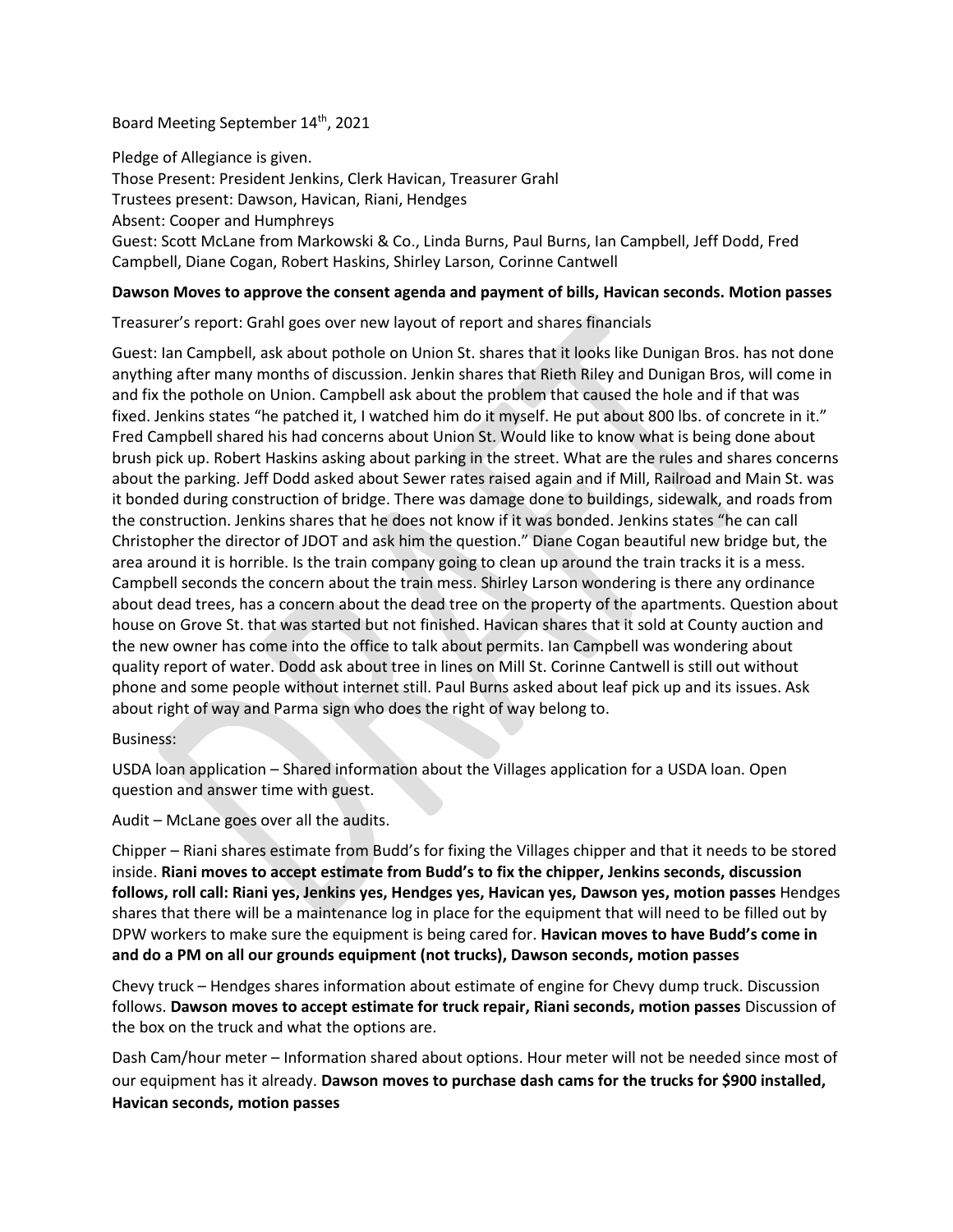Board Meeting September 14th, 2021

Pledge of Allegiance is given.
Those Present: President Jenkins, Clerk Havican, Treasurer Grahl
Trustees present: Dawson, Havican, Riani, Hendges
Absent: Cooper and Humphreys
Guest: Scott McLane from Markowski & Co., Linda Burns, Paul Burns, Ian Campbell, Jeff Dodd, Fred Campbell, Diane Cogan, Robert Haskins, Shirley Larson, Corinne Cantwell

**Dawson Moves to approve the consent agenda and payment of bills, Havican seconds. Motion passes**

Treasurer's report: Grahl goes over new layout of report and shares financials

Guest: Ian Campbell, ask about pothole on Union St. shares that it looks like Dunigan Bros. has not done anything after many months of discussion. Jenkin shares that Rieth Riley and Dunigan Bros, will come in and fix the pothole on Union. Campbell ask about the problem that caused the hole and if that was fixed. Jenkins states "he patched it, I watched him do it myself. He put about 800 lbs. of concrete in it." Fred Campbell shared his had concerns about Union St. Would like to know what is being done about brush pick up. Robert Haskins asking about parking in the street. What are the rules and shares concerns about the parking. Jeff Dodd asked about Sewer rates raised again and if Mill, Railroad and Main St. was it bonded during construction of bridge. There was damage done to buildings, sidewalk, and roads from the construction. Jenkins shares that he does not know if it was bonded. Jenkins states "he can call Christopher the director of JDOT and ask him the question." Diane Cogan beautiful new bridge but, the area around it is horrible. Is the train company going to clean up around the train tracks it is a mess. Campbell seconds the concern about the train mess. Shirley Larson wondering is there any ordinance about dead trees, has a concern about the dead tree on the property of the apartments. Question about house on Grove St. that was started but not finished. Havican shares that it sold at County auction and the new owner has come into the office to talk about permits. Ian Campbell was wondering about quality report of water. Dodd ask about tree in lines on Mill St. Corinne Cantwell is still out without phone and some people without internet still. Paul Burns asked about leaf pick up and its issues. Ask about right of way and Parma sign who does the right of way belong to.

Business:

USDA loan application – Shared information about the Villages application for a USDA loan. Open question and answer time with guest.

Audit – McLane goes over all the audits.

Chipper – Riani shares estimate from Budd's for fixing the Villages chipper and that it needs to be stored inside. **Riani moves to accept estimate from Budd's to fix the chipper, Jenkins seconds, discussion follows, roll call: Riani yes, Jenkins yes, Hendges yes, Havican yes, Dawson yes, motion passes** Hendges shares that there will be a maintenance log in place for the equipment that will need to be filled out by DPW workers to make sure the equipment is being cared for. **Havican moves to have Budd's come in and do a PM on all our grounds equipment (not trucks), Dawson seconds, motion passes**

Chevy truck – Hendges shares information about estimate of engine for Chevy dump truck. Discussion follows. **Dawson moves to accept estimate for truck repair, Riani seconds, motion passes** Discussion of the box on the truck and what the options are.

Dash Cam/hour meter – Information shared about options. Hour meter will not be needed since most of our equipment has it already. **Dawson moves to purchase dash cams for the trucks for $900 installed, Havican seconds, motion passes**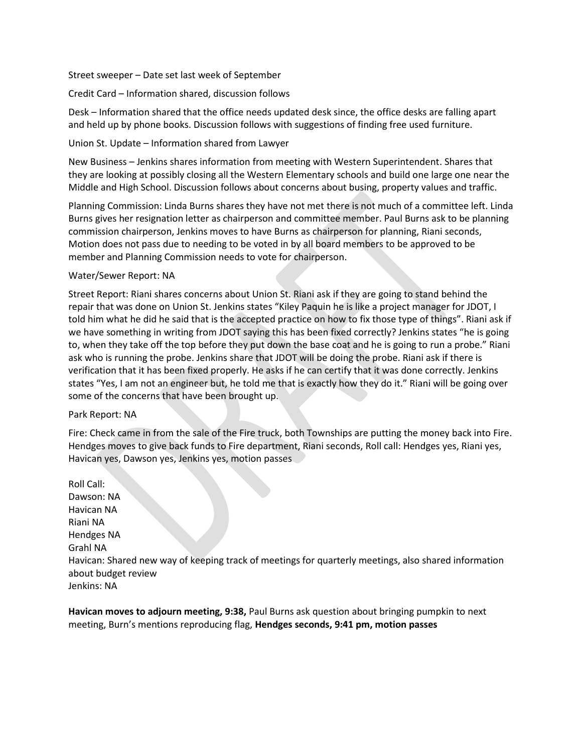Street sweeper – Date set last week of September

Credit Card – Information shared, discussion follows

Desk – Information shared that the office needs updated desk since, the office desks are falling apart and held up by phone books. Discussion follows with suggestions of finding free used furniture.

Union St. Update – Information shared from Lawyer

New Business – Jenkins shares information from meeting with Western Superintendent. Shares that they are looking at possibly closing all the Western Elementary schools and build one large one near the Middle and High School. Discussion follows about concerns about busing, property values and traffic.

Planning Commission: Linda Burns shares they have not met there is not much of a committee left. Linda Burns gives her resignation letter as chairperson and committee member. Paul Burns ask to be planning commission chairperson, Jenkins moves to have Burns as chairperson for planning, Riani seconds, Motion does not pass due to needing to be voted in by all board members to be approved to be member and Planning Commission needs to vote for chairperson.

Water/Sewer Report: NA

Street Report: Riani shares concerns about Union St. Riani ask if they are going to stand behind the repair that was done on Union St. Jenkins states "Kiley Paquin he is like a project manager for JDOT, I told him what he did he said that is the accepted practice on how to fix those type of things". Riani ask if we have something in writing from JDOT saying this has been fixed correctly? Jenkins states "he is going to, when they take off the top before they put down the base coat and he is going to run a probe." Riani ask who is running the probe. Jenkins share that JDOT will be doing the probe. Riani ask if there is verification that it has been fixed properly. He asks if he can certify that it was done correctly. Jenkins states "Yes, I am not an engineer but, he told me that is exactly how they do it." Riani will be going over some of the concerns that have been brought up.

Park Report: NA

Fire: Check came in from the sale of the Fire truck, both Townships are putting the money back into Fire. Hendges moves to give back funds to Fire department, Riani seconds, Roll call: Hendges yes, Riani yes, Havican yes, Dawson yes, Jenkins yes, motion passes

Roll Call:
Dawson: NA
Havican NA
Riani NA
Hendges NA
Grahl NA
Havican: Shared new way of keeping track of meetings for quarterly meetings, also shared information about budget review
Jenkins: NA

**Havican moves to adjourn meeting, 9:38,** Paul Burns ask question about bringing pumpkin to next meeting, Burn's mentions reproducing flag, **Hendges seconds, 9:41 pm, motion passes**